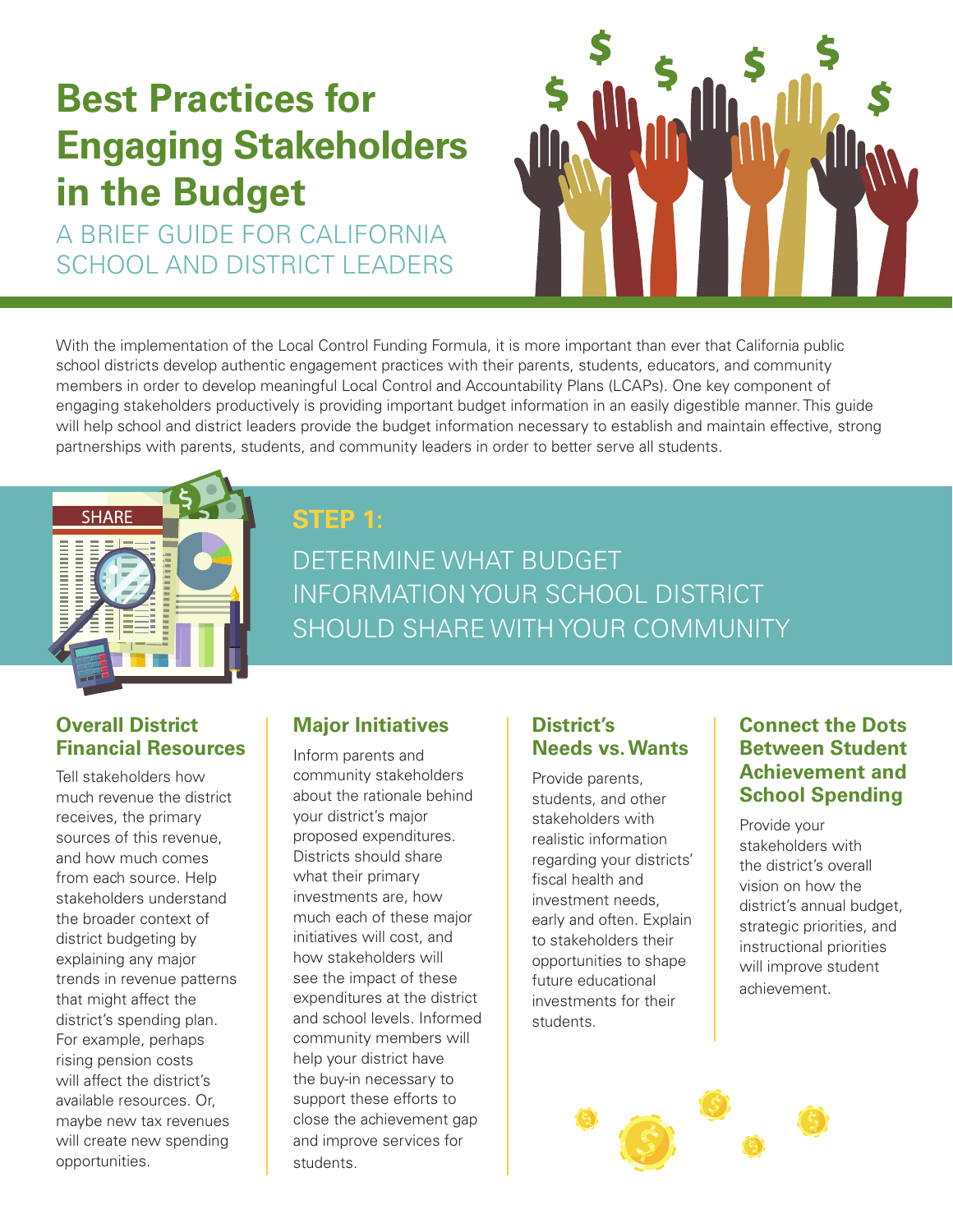# Best Practices for Engaging Stakeholders in the Budget

A BRIEF GUIDE FOR CALIFORNIA SCHOOL AND DISTRICT LEADERS

With the implementation of the Local Control Funding Formula, it is more important than ever that California public school districts develop authentic engagement practices with their parents, students, educators, and community members in order to develop meaningful Local Control and Accountability Plans (LCAPs). One key component of engaging stakeholders productively is providing important budget information in an easily digestible manner. This guide will help school and district leaders provide the budget information necessary to establish and maintain effective, strong partnerships with parents, students, and community leaders in order to better serve all students.

## STEP 1:

## DETERMINE WHAT BUDGET INFORMATION YOUR SCHOOL DISTRICT SHOULD SHARE WITH YOUR COMMUNITY

### Overall District Financial Resources

Tell stakeholders how much revenue the district receives, the primary sources of this revenue, and how much comes from each source. Help stakeholders understand the broader context of district budgeting by explaining any major trends in revenue patterns that might affect the district's spending plan. For example, perhaps rising pension costs will affect the district's available resources. Or, maybe new tax revenues will create new spending opportunities.

### Major Initiatives

Inform parents and community stakeholders about the rationale behind your district's major proposed expenditures. Districts should share what their primary investments are, how much each of these major initiatives will cost, and how stakeholders will see the impact of these expenditures at the district and school levels. Informed community members will help your district have the buy-in necessary to support these efforts to close the achievement gap and improve services for students.

### District's Needs vs. Wants

Provide parents, students, and other stakeholders with realistic information regarding your districts' fiscal health and investment needs, early and often. Explain to stakeholders their opportunities to shape future educational investments for their students.

### Connect the Dots Between Student Achievement and School Spending

Provide your stakeholders with the district's overall vision on how the district's annual budget, strategic priorities, and instructional priorities will improve student achievement.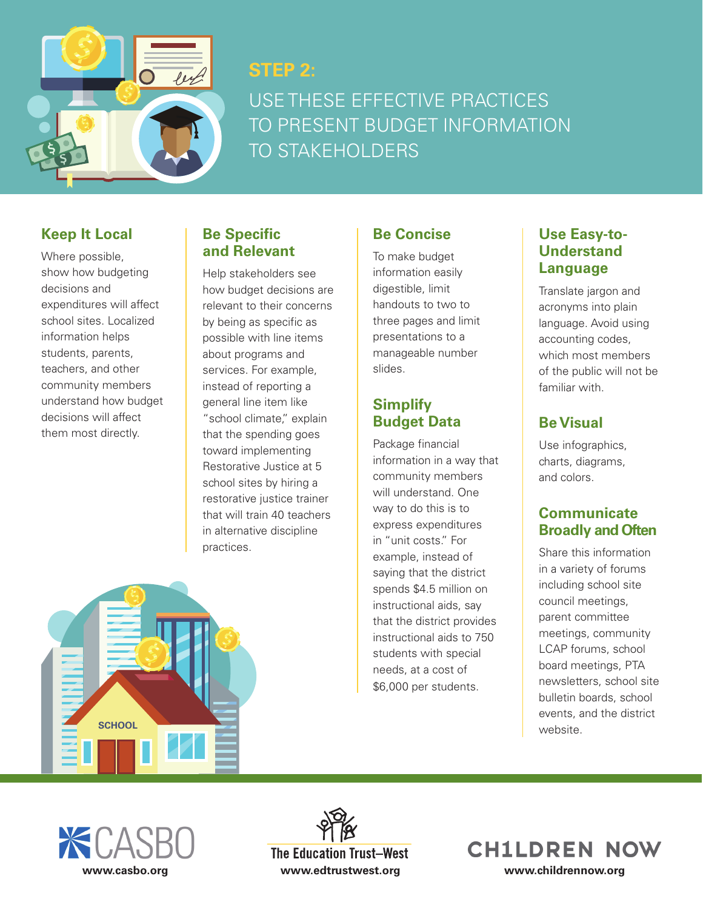## STEP 2:

## USE THESE EFFECTIVE PRACTICES TO PRESENT BUDGET INFORMATION TO STAKEHOLDERS

### Keep It Local

Where possible, show how budgeting decisions and expenditures will affect school sites. Localized information helps students, parents, teachers, and other community members understand how budget decisions will affect them most directly.

### Be Specific and Relevant

Help stakeholders see how budget decisions are relevant to their concerns by being as specific as possible with line items about programs and services. For example, instead of reporting a general line item like "school climate," explain that the spending goes toward implementing Restorative Justice at 5 school sites by hiring a restorative justice trainer that will train 40 teachers in alternative discipline practices.

### Be Concise

To make budget information easily digestible, limit handouts to two to three pages and limit presentations to a manageable number slides.

### Simplify Budget Data

Package financial information in a way that community members will understand. One way to do this is to express expenditures in "unit costs." For example, instead of saying that the district spends $4.5 million on instructional aids, say that the district provides instructional aids to 750 students with special needs, at a cost of $6,000 per students.

### Use Easy-to-Understand Language

Translate jargon and acronyms into plain language. Avoid using accounting codes, which most members of the public will not be familiar with.

### Be Visual

Use infographics, charts, diagrams, and colors.

### Communicate Broadly and Often

Share this information in a variety of forums including school site council meetings, parent committee meetings, community LCAP forums, school board meetings, PTA newsletters, school site bulletin boards, school events, and the district website.

CASBO
www.casbo.org

The Education Trust–West
www.edtrustwest.org

CH1LDREN NOW
www.childrennow.org